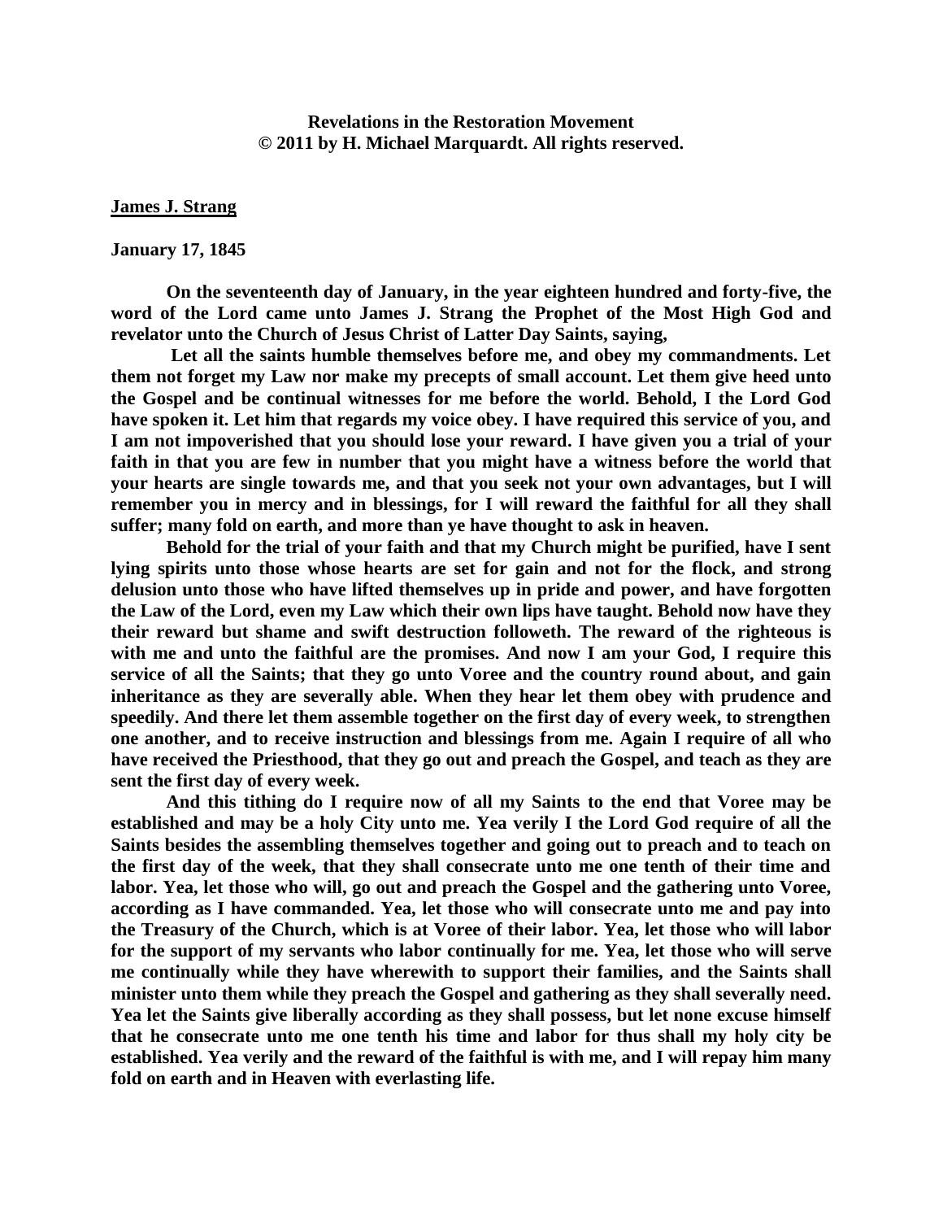**Revelations in the Restoration Movement**
**© 2011 by H. Michael Marquardt. All rights reserved.**

**James J. Strang**

**January 17, 1845**

**On the seventeenth day of January, in the year eighteen hundred and forty-five, the word of the Lord came unto James J. Strang the Prophet of the Most High God and revelator unto the Church of Jesus Christ of Latter Day Saints, saying,**

**Let all the saints humble themselves before me, and obey my commandments. Let them not forget my Law nor make my precepts of small account. Let them give heed unto the Gospel and be continual witnesses for me before the world. Behold, I the Lord God have spoken it. Let him that regards my voice obey. I have required this service of you, and I am not impoverished that you should lose your reward. I have given you a trial of your faith in that you are few in number that you might have a witness before the world that your hearts are single towards me, and that you seek not your own advantages, but I will remember you in mercy and in blessings, for I will reward the faithful for all they shall suffer; many fold on earth, and more than ye have thought to ask in heaven.**

**Behold for the trial of your faith and that my Church might be purified, have I sent lying spirits unto those whose hearts are set for gain and not for the flock, and strong delusion unto those who have lifted themselves up in pride and power, and have forgotten the Law of the Lord, even my Law which their own lips have taught. Behold now have they their reward but shame and swift destruction followeth. The reward of the righteous is with me and unto the faithful are the promises. And now I am your God, I require this service of all the Saints; that they go unto Voree and the country round about, and gain inheritance as they are severally able. When they hear let them obey with prudence and speedily. And there let them assemble together on the first day of every week, to strengthen one another, and to receive instruction and blessings from me. Again I require of all who have received the Priesthood, that they go out and preach the Gospel, and teach as they are sent the first day of every week.**

**And this tithing do I require now of all my Saints to the end that Voree may be established and may be a holy City unto me. Yea verily I the Lord God require of all the Saints besides the assembling themselves together and going out to preach and to teach on the first day of the week, that they shall consecrate unto me one tenth of their time and labor. Yea, let those who will, go out and preach the Gospel and the gathering unto Voree, according as I have commanded. Yea, let those who will consecrate unto me and pay into the Treasury of the Church, which is at Voree of their labor. Yea, let those who will labor for the support of my servants who labor continually for me. Yea, let those who will serve me continually while they have wherewith to support their families, and the Saints shall minister unto them while they preach the Gospel and gathering as they shall severally need. Yea let the Saints give liberally according as they shall possess, but let none excuse himself that he consecrate unto me one tenth his time and labor for thus shall my holy city be established. Yea verily and the reward of the faithful is with me, and I will repay him many fold on earth and in Heaven with everlasting life.**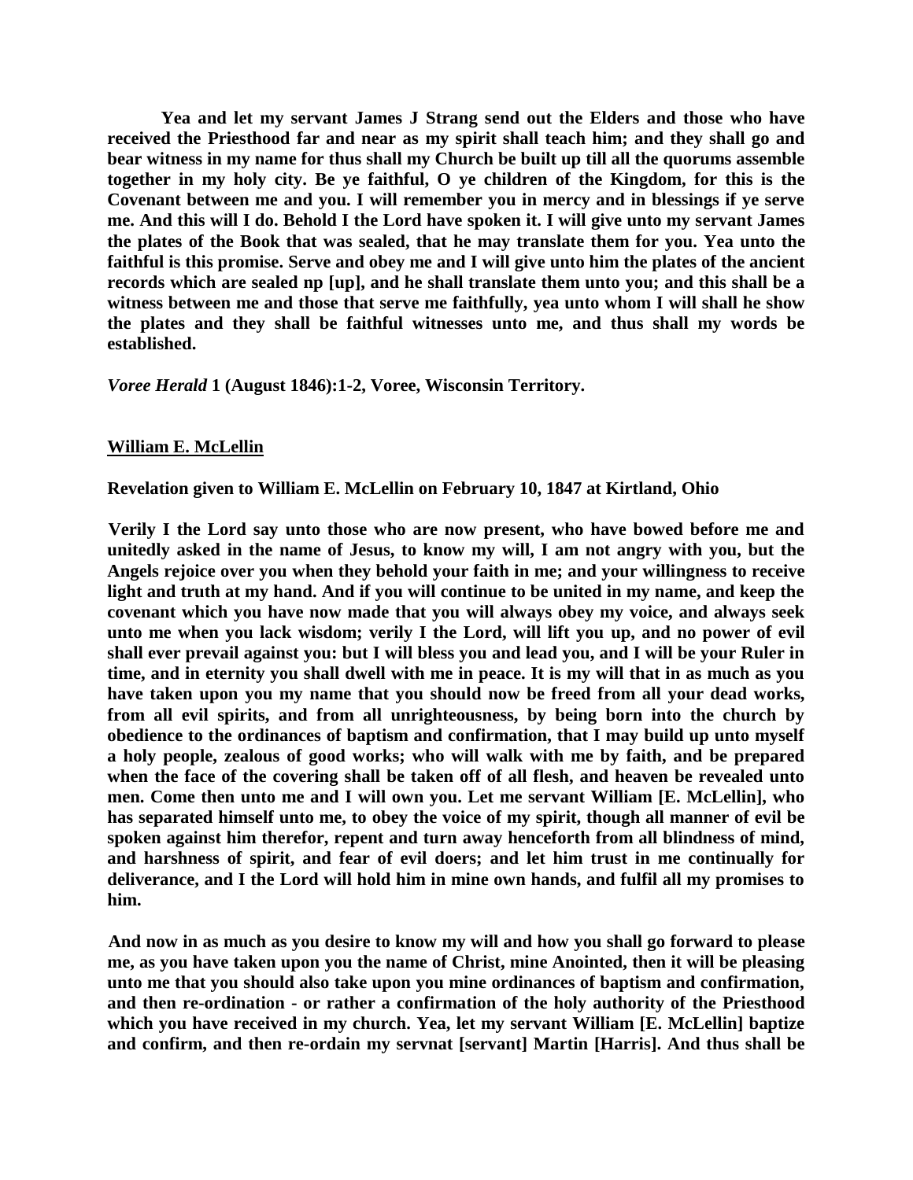**Yea and let my servant James J Strang send out the Elders and those who have received the Priesthood far and near as my spirit shall teach him; and they shall go and bear witness in my name for thus shall my Church be built up till all the quorums assemble together in my holy city. Be ye faithful, O ye children of the Kingdom, for this is the Covenant between me and you. I will remember you in mercy and in blessings if ye serve me. And this will I do. Behold I the Lord have spoken it. I will give unto my servant James the plates of the Book that was sealed, that he may translate them for you. Yea unto the faithful is this promise. Serve and obey me and I will give unto him the plates of the ancient records which are sealed np [up], and he shall translate them unto you; and this shall be a witness between me and those that serve me faithfully, yea unto whom I will shall he show the plates and they shall be faithful witnesses unto me, and thus shall my words be established.**

***Voree Herald* 1 (August 1846):1-2, Voree, Wisconsin Territory.**

**William E. McLellin**

**Revelation given to William E. McLellin on February 10, 1847 at Kirtland, Ohio**

**Verily I the Lord say unto those who are now present, who have bowed before me and unitedly asked in the name of Jesus, to know my will, I am not angry with you, but the Angels rejoice over you when they behold your faith in me; and your willingness to receive light and truth at my hand. And if you will continue to be united in my name, and keep the covenant which you have now made that you will always obey my voice, and always seek unto me when you lack wisdom; verily I the Lord, will lift you up, and no power of evil shall ever prevail against you: but I will bless you and lead you, and I will be your Ruler in time, and in eternity you shall dwell with me in peace. It is my will that in as much as you have taken upon you my name that you should now be freed from all your dead works, from all evil spirits, and from all unrighteousness, by being born into the church by obedience to the ordinances of baptism and confirmation, that I may build up unto myself a holy people, zealous of good works; who will walk with me by faith, and be prepared when the face of the covering shall be taken off of all flesh, and heaven be revealed unto men. Come then unto me and I will own you. Let me servant William [E. McLellin], who has separated himself unto me, to obey the voice of my spirit, though all manner of evil be spoken against him therefor, repent and turn away henceforth from all blindness of mind, and harshness of spirit, and fear of evil doers; and let him trust in me continually for deliverance, and I the Lord will hold him in mine own hands, and fulfil all my promises to him.**

**And now in as much as you desire to know my will and how you shall go forward to please me, as you have taken upon you the name of Christ, mine Anointed, then it will be pleasing unto me that you should also take upon you mine ordinances of baptism and confirmation, and then re-ordination - or rather a confirmation of the holy authority of the Priesthood which you have received in my church. Yea, let my servant William [E. McLellin] baptize and confirm, and then re-ordain my servnat [servant] Martin [Harris]. And thus shall be**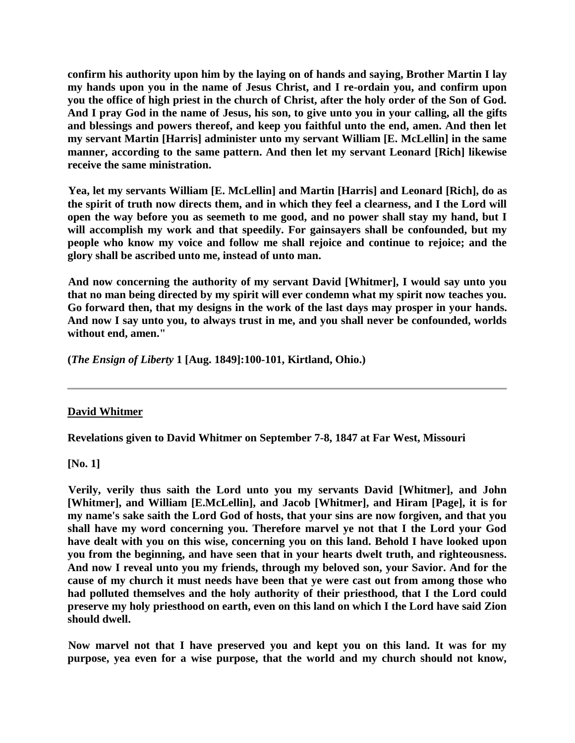**confirm his authority upon him by the laying on of hands and saying, Brother Martin I lay my hands upon you in the name of Jesus Christ, and I re-ordain you, and confirm upon you the office of high priest in the church of Christ, after the holy order of the Son of God. And I pray God in the name of Jesus, his son, to give unto you in your calling, all the gifts and blessings and powers thereof, and keep you faithful unto the end, amen. And then let my servant Martin [Harris] administer unto my servant William [E. McLellin] in the same manner, according to the same pattern. And then let my servant Leonard [Rich] likewise receive the same ministration.**

**Yea, let my servants William [E. McLellin] and Martin [Harris] and Leonard [Rich], do as the spirit of truth now directs them, and in which they feel a clearness, and I the Lord will open the way before you as seemeth to me good, and no power shall stay my hand, but I will accomplish my work and that speedily. For gainsayers shall be confounded, but my people who know my voice and follow me shall rejoice and continue to rejoice; and the glory shall be ascribed unto me, instead of unto man.**

**And now concerning the authority of my servant David [Whitmer], I would say unto you that no man being directed by my spirit will ever condemn what my spirit now teaches you. Go forward then, that my designs in the work of the last days may prosper in your hands. And now I say unto you, to always trust in me, and you shall never be confounded, worlds without end, amen."**

**(*The Ensign of Liberty* 1 [Aug. 1849]:100-101, Kirtland, Ohio.)**

---

## David Whitmer

**Revelations given to David Whitmer on September 7-8, 1847 at Far West, Missouri**

**[No. 1]**

**Verily, verily thus saith the Lord unto you my servants David [Whitmer], and John [Whitmer], and William [E.McLellin], and Jacob [Whitmer], and Hiram [Page], it is for my name's sake saith the Lord God of hosts, that your sins are now forgiven, and that you shall have my word concerning you. Therefore marvel ye not that I the Lord your God have dealt with you on this wise, concerning you on this land. Behold I have looked upon you from the beginning, and have seen that in your hearts dwelt truth, and righteousness. And now I reveal unto you my friends, through my beloved son, your Savior. And for the cause of my church it must needs have been that ye were cast out from among those who had polluted themselves and the holy authority of their priesthood, that I the Lord could preserve my holy priesthood on earth, even on this land on which I the Lord have said Zion should dwell.**

**Now marvel not that I have preserved you and kept you on this land. It was for my purpose, yea even for a wise purpose, that the world and my church should not know,**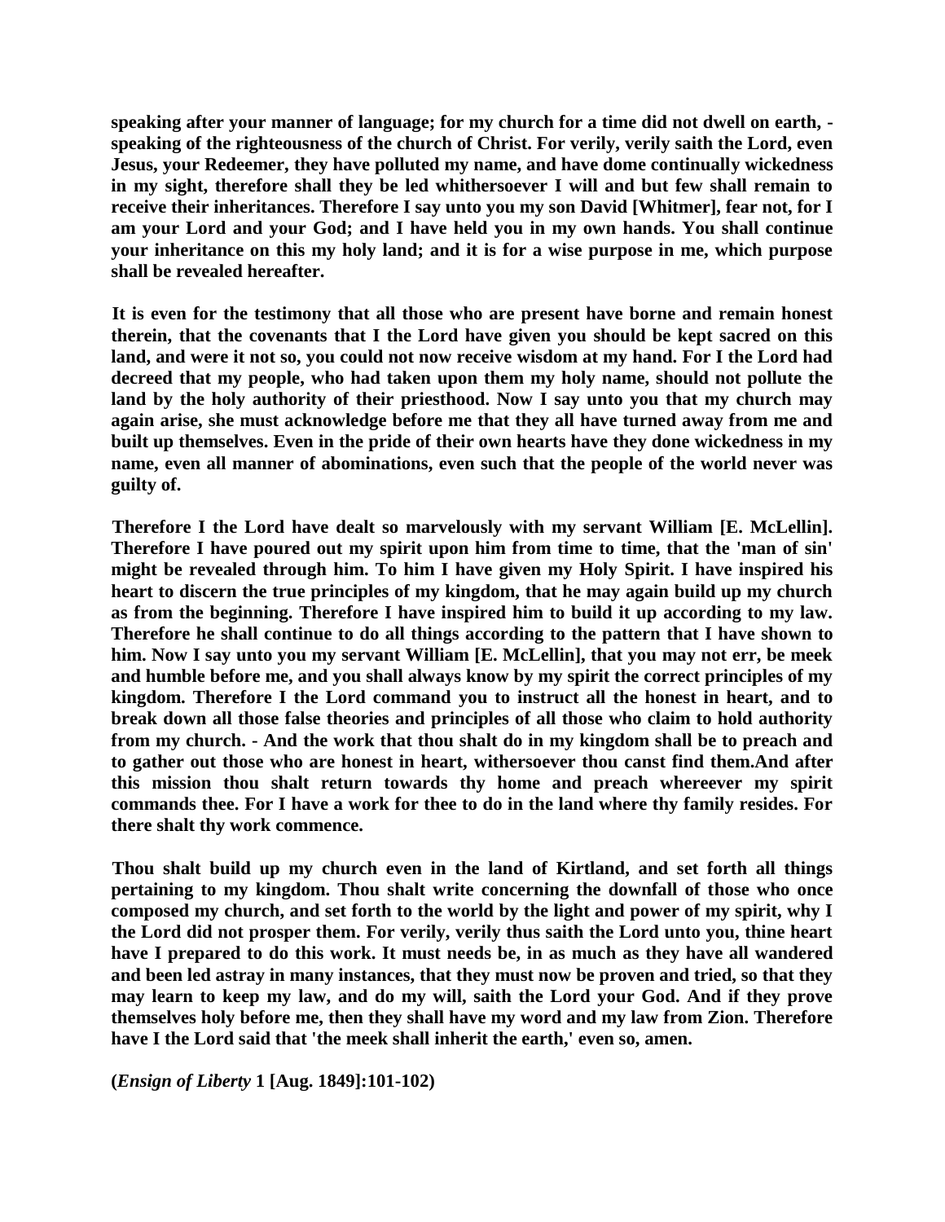**speaking after your manner of language; for my church for a time did not dwell on earth, - speaking of the righteousness of the church of Christ. For verily, verily saith the Lord, even Jesus, your Redeemer, they have polluted my name, and have dome continually wickedness in my sight, therefore shall they be led whithersoever I will and but few shall remain to receive their inheritances. Therefore I say unto you my son David [Whitmer], fear not, for I am your Lord and your God; and I have held you in my own hands. You shall continue your inheritance on this my holy land; and it is for a wise purpose in me, which purpose shall be revealed hereafter.**

**It is even for the testimony that all those who are present have borne and remain honest therein, that the covenants that I the Lord have given you should be kept sacred on this land, and were it not so, you could not now receive wisdom at my hand. For I the Lord had decreed that my people, who had taken upon them my holy name, should not pollute the land by the holy authority of their priesthood. Now I say unto you that my church may again arise, she must acknowledge before me that they all have turned away from me and built up themselves. Even in the pride of their own hearts have they done wickedness in my name, even all manner of abominations, even such that the people of the world never was guilty of.**

**Therefore I the Lord have dealt so marvelously with my servant William [E. McLellin]. Therefore I have poured out my spirit upon him from time to time, that the 'man of sin' might be revealed through him. To him I have given my Holy Spirit. I have inspired his heart to discern the true principles of my kingdom, that he may again build up my church as from the beginning. Therefore I have inspired him to build it up according to my law. Therefore he shall continue to do all things according to the pattern that I have shown to him. Now I say unto you my servant William [E. McLellin], that you may not err, be meek and humble before me, and you shall always know by my spirit the correct principles of my kingdom. Therefore I the Lord command you to instruct all the honest in heart, and to break down all those false theories and principles of all those who claim to hold authority from my church. - And the work that thou shalt do in my kingdom shall be to preach and to gather out those who are honest in heart, withersoever thou canst find them.And after this mission thou shalt return towards thy home and preach whereever my spirit commands thee. For I have a work for thee to do in the land where thy family resides. For there shalt thy work commence.**

**Thou shalt build up my church even in the land of Kirtland, and set forth all things pertaining to my kingdom. Thou shalt write concerning the downfall of those who once composed my church, and set forth to the world by the light and power of my spirit, why I the Lord did not prosper them. For verily, verily thus saith the Lord unto you, thine heart have I prepared to do this work. It must needs be, in as much as they have all wandered and been led astray in many instances, that they must now be proven and tried, so that they may learn to keep my law, and do my will, saith the Lord your God. And if they prove themselves holy before me, then they shall have my word and my law from Zion. Therefore have I the Lord said that 'the meek shall inherit the earth,' even so, amen.**

**(*Ensign of Liberty* 1 [Aug. 1849]:101-102)**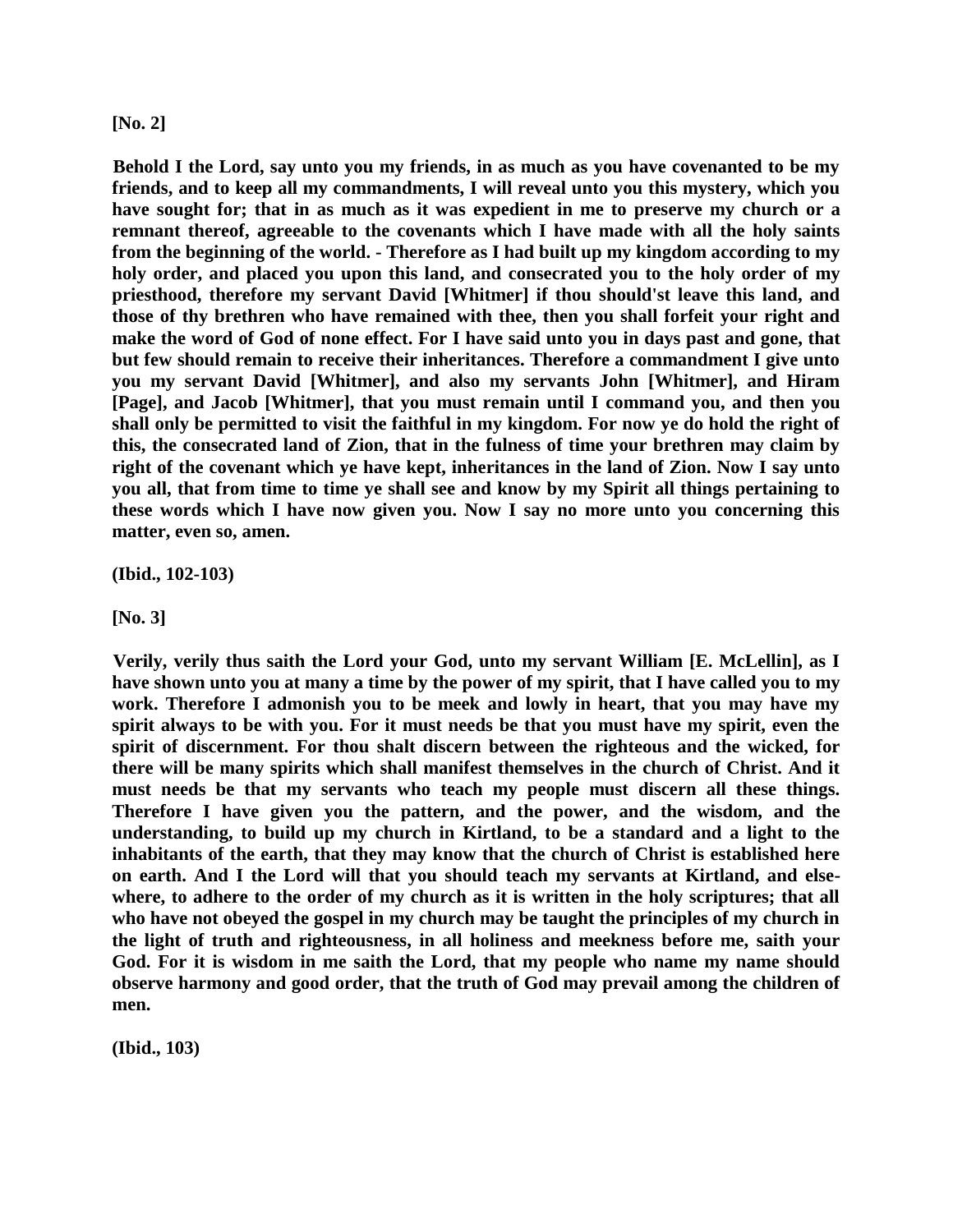**[No. 2]**

**Behold I the Lord, say unto you my friends, in as much as you have covenanted to be my friends, and to keep all my commandments, I will reveal unto you this mystery, which you have sought for; that in as much as it was expedient in me to preserve my church or a remnant thereof, agreeable to the covenants which I have made with all the holy saints from the beginning of the world. - Therefore as I had built up my kingdom according to my holy order, and placed you upon this land, and consecrated you to the holy order of my priesthood, therefore my servant David [Whitmer] if thou should'st leave this land, and those of thy brethren who have remained with thee, then you shall forfeit your right and make the word of God of none effect. For I have said unto you in days past and gone, that but few should remain to receive their inheritances. Therefore a commandment I give unto you my servant David [Whitmer], and also my servants John [Whitmer], and Hiram [Page], and Jacob [Whitmer], that you must remain until I command you, and then you shall only be permitted to visit the faithful in my kingdom. For now ye do hold the right of this, the consecrated land of Zion, that in the fulness of time your brethren may claim by right of the covenant which ye have kept, inheritances in the land of Zion. Now I say unto you all, that from time to time ye shall see and know by my Spirit all things pertaining to these words which I have now given you. Now I say no more unto you concerning this matter, even so, amen.**

**(Ibid., 102-103)**

**[No. 3]**

**Verily, verily thus saith the Lord your God, unto my servant William [E. McLellin], as I have shown unto you at many a time by the power of my spirit, that I have called you to my work. Therefore I admonish you to be meek and lowly in heart, that you may have my spirit always to be with you. For it must needs be that you must have my spirit, even the spirit of discernment. For thou shalt discern between the righteous and the wicked, for there will be many spirits which shall manifest themselves in the church of Christ. And it must needs be that my servants who teach my people must discern all these things. Therefore I have given you the pattern, and the power, and the wisdom, and the understanding, to build up my church in Kirtland, to be a standard and a light to the inhabitants of the earth, that they may know that the church of Christ is established here on earth. And I the Lord will that you should teach my servants at Kirtland, and elsewhere, to adhere to the order of my church as it is written in the holy scriptures; that all who have not obeyed the gospel in my church may be taught the principles of my church in the light of truth and righteousness, in all holiness and meekness before me, saith your God. For it is wisdom in me saith the Lord, that my people who name my name should observe harmony and good order, that the truth of God may prevail among the children of men.**

**(Ibid., 103)**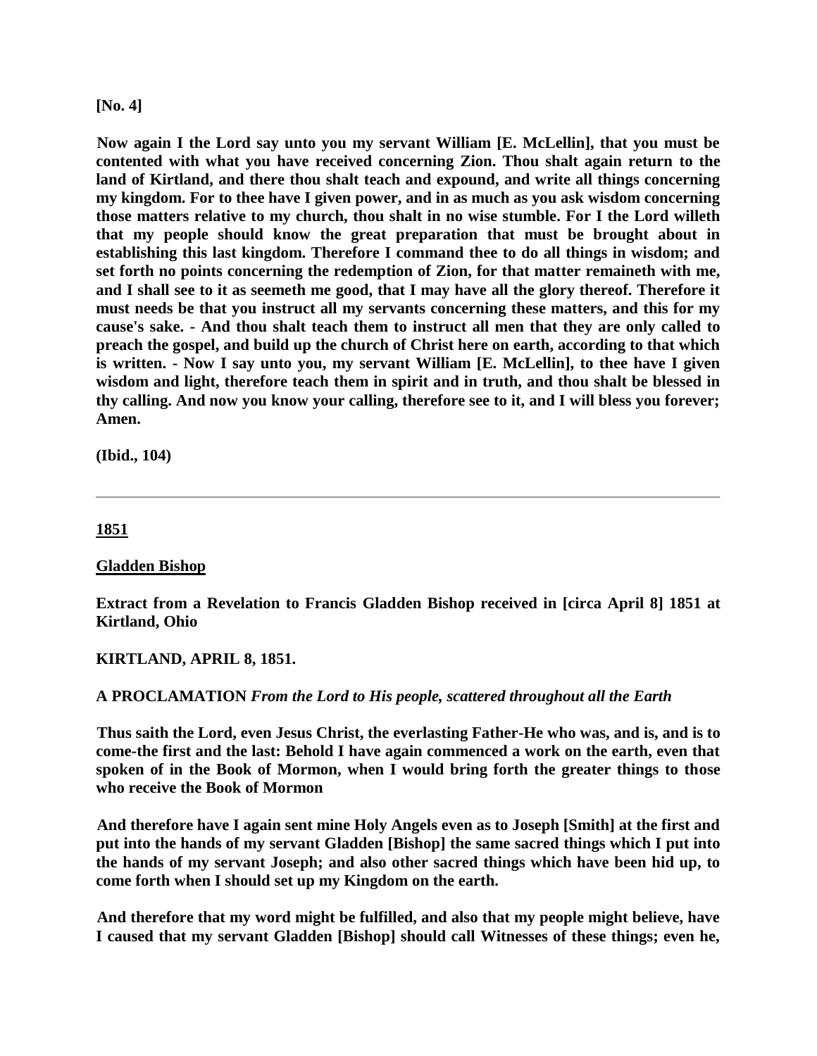**[No. 4]**

**Now again I the Lord say unto you my servant William [E. McLellin], that you must be contented with what you have received concerning Zion. Thou shalt again return to the land of Kirtland, and there thou shalt teach and expound, and write all things concerning my kingdom. For to thee have I given power, and in as much as you ask wisdom concerning those matters relative to my church, thou shalt in no wise stumble. For I the Lord willeth that my people should know the great preparation that must be brought about in establishing this last kingdom. Therefore I command thee to do all things in wisdom; and set forth no points concerning the redemption of Zion, for that matter remaineth with me, and I shall see to it as seemeth me good, that I may have all the glory thereof. Therefore it must needs be that you instruct all my servants concerning these matters, and this for my cause's sake. - And thou shalt teach them to instruct all men that they are only called to preach the gospel, and build up the church of Christ here on earth, according to that which is written. - Now I say unto you, my servant William [E. McLellin], to thee have I given wisdom and light, therefore teach them in spirit and in truth, and thou shalt be blessed in thy calling. And now you know your calling, therefore see to it, and I will bless you forever; Amen.**

**(Ibid., 104)**

---

**<u>1851</u>**

**<u>Gladden Bishop</u>**

**Extract from a Revelation to Francis Gladden Bishop received in [circa April 8] 1851 at Kirtland, Ohio**

**KIRTLAND, APRIL 8, 1851.**

**A PROCLAMATION** ***From the Lord to His people, scattered throughout all the Earth***

**Thus saith the Lord, even Jesus Christ, the everlasting Father-He who was, and is, and is to come-the first and the last: Behold I have again commenced a work on the earth, even that spoken of in the Book of Mormon, when I would bring forth the greater things to those who receive the Book of Mormon**

**And therefore have I again sent mine Holy Angels even as to Joseph [Smith] at the first and put into the hands of my servant Gladden [Bishop] the same sacred things which I put into the hands of my servant Joseph; and also other sacred things which have been hid up, to come forth when I should set up my Kingdom on the earth.**

**And therefore that my word might be fulfilled, and also that my people might believe, have I caused that my servant Gladden [Bishop] should call Witnesses of these things; even he,**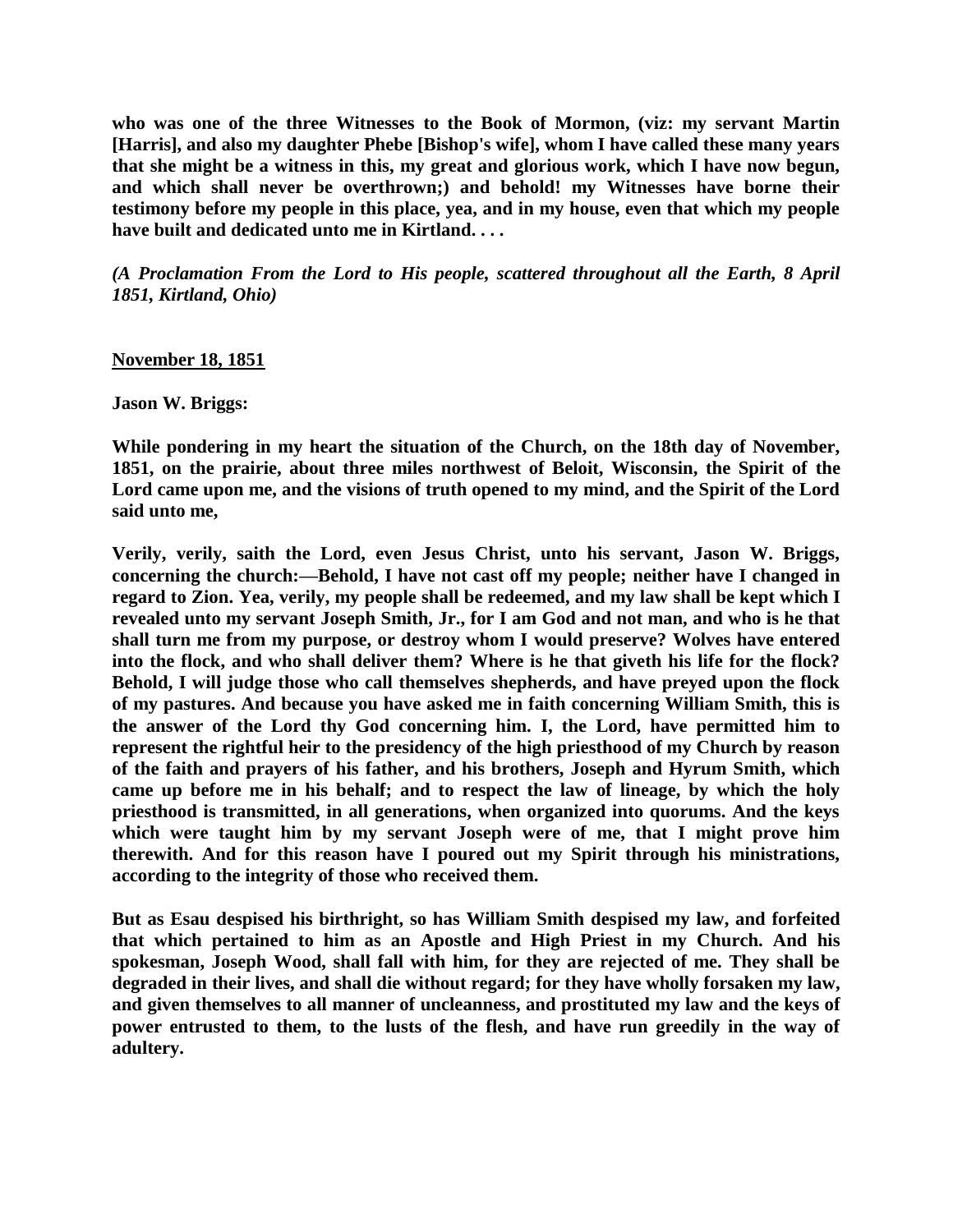**who was one of the three Witnesses to the Book of Mormon, (viz: my servant Martin [Harris], and also my daughter Phebe [Bishop's wife], whom I have called these many years that she might be a witness in this, my great and glorious work, which I have now begun, and which shall never be overthrown;) and behold! my Witnesses have borne their testimony before my people in this place, yea, and in my house, even that which my people have built and dedicated unto me in Kirtland. . . .**

***(A Proclamation From the Lord to His people, scattered throughout all the Earth, 8 April 1851, Kirtland, Ohio)***

**<u>November 18, 1851</u>**

**Jason W. Briggs:**

**While pondering in my heart the situation of the Church, on the 18th day of November, 1851, on the prairie, about three miles northwest of Beloit, Wisconsin, the Spirit of the Lord came upon me, and the visions of truth opened to my mind, and the Spirit of the Lord said unto me,**

**Verily, verily, saith the Lord, even Jesus Christ, unto his servant, Jason W. Briggs, concerning the church:—Behold, I have not cast off my people; neither have I changed in regard to Zion. Yea, verily, my people shall be redeemed, and my law shall be kept which I revealed unto my servant Joseph Smith, Jr., for I am God and not man, and who is he that shall turn me from my purpose, or destroy whom I would preserve? Wolves have entered into the flock, and who shall deliver them? Where is he that giveth his life for the flock? Behold, I will judge those who call themselves shepherds, and have preyed upon the flock of my pastures. And because you have asked me in faith concerning William Smith, this is the answer of the Lord thy God concerning him. I, the Lord, have permitted him to represent the rightful heir to the presidency of the high priesthood of my Church by reason of the faith and prayers of his father, and his brothers, Joseph and Hyrum Smith, which came up before me in his behalf; and to respect the law of lineage, by which the holy priesthood is transmitted, in all generations, when organized into quorums. And the keys which were taught him by my servant Joseph were of me, that I might prove him therewith. And for this reason have I poured out my Spirit through his ministrations, according to the integrity of those who received them.**

**But as Esau despised his birthright, so has William Smith despised my law, and forfeited that which pertained to him as an Apostle and High Priest in my Church. And his spokesman, Joseph Wood, shall fall with him, for they are rejected of me. They shall be degraded in their lives, and shall die without regard; for they have wholly forsaken my law, and given themselves to all manner of uncleanness, and prostituted my law and the keys of power entrusted to them, to the lusts of the flesh, and have run greedily in the way of adultery.**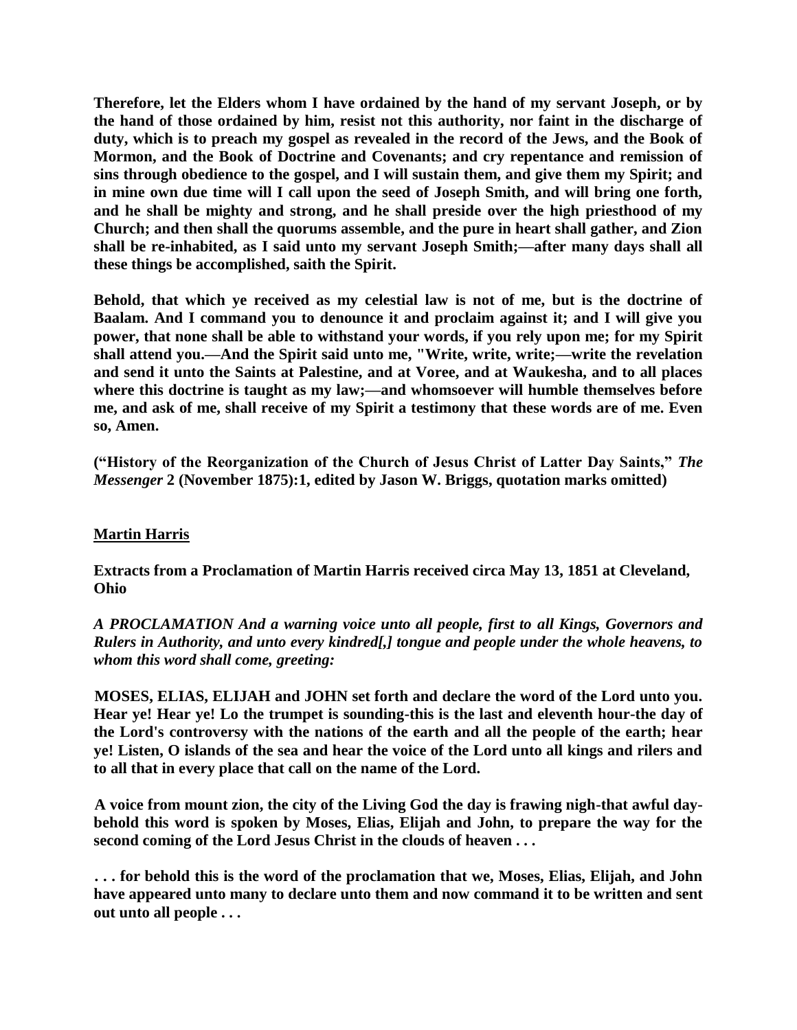**Therefore, let the Elders whom I have ordained by the hand of my servant Joseph, or by the hand of those ordained by him, resist not this authority, nor faint in the discharge of duty, which is to preach my gospel as revealed in the record of the Jews, and the Book of Mormon, and the Book of Doctrine and Covenants; and cry repentance and remission of sins through obedience to the gospel, and I will sustain them, and give them my Spirit; and in mine own due time will I call upon the seed of Joseph Smith, and will bring one forth, and he shall be mighty and strong, and he shall preside over the high priesthood of my Church; and then shall the quorums assemble, and the pure in heart shall gather, and Zion shall be re-inhabited, as I said unto my servant Joseph Smith;—after many days shall all these things be accomplished, saith the Spirit.**

**Behold, that which ye received as my celestial law is not of me, but is the doctrine of Baalam. And I command you to denounce it and proclaim against it; and I will give you power, that none shall be able to withstand your words, if you rely upon me; for my Spirit shall attend you.—And the Spirit said unto me, "Write, write, write;—write the revelation and send it unto the Saints at Palestine, and at Voree, and at Waukesha, and to all places where this doctrine is taught as my law;—and whomsoever will humble themselves before me, and ask of me, shall receive of my Spirit a testimony that these words are of me. Even so, Amen.**

**("History of the Reorganization of the Church of Jesus Christ of Latter Day Saints,"** ***The Messenger*** **2 (November 1875):1, edited by Jason W. Briggs, quotation marks omitted)**

**<u>Martin Harris</u>**

**Extracts from a Proclamation of Martin Harris received circa May 13, 1851 at Cleveland, Ohio**

***A PROCLAMATION And a warning voice unto all people, first to all Kings, Governors and Rulers in Authority, and unto every kindred[,] tongue and people under the whole heavens, to whom this word shall come, greeting:***

**MOSES, ELIAS, ELIJAH and JOHN set forth and declare the word of the Lord unto you. Hear ye! Hear ye! Lo the trumpet is sounding-this is the last and eleventh hour-the day of the Lord's controversy with the nations of the earth and all the people of the earth; hear ye! Listen, O islands of the sea and hear the voice of the Lord unto all kings and rilers and to all that in every place that call on the name of the Lord.**

**A voice from mount zion, the city of the Living God the day is frawing nigh-that awful day-behold this word is spoken by Moses, Elias, Elijah and John, to prepare the way for the second coming of the Lord Jesus Christ in the clouds of heaven . . .**

**. . . for behold this is the word of the proclamation that we, Moses, Elias, Elijah, and John have appeared unto many to declare unto them and now command it to be written and sent out unto all people . . .**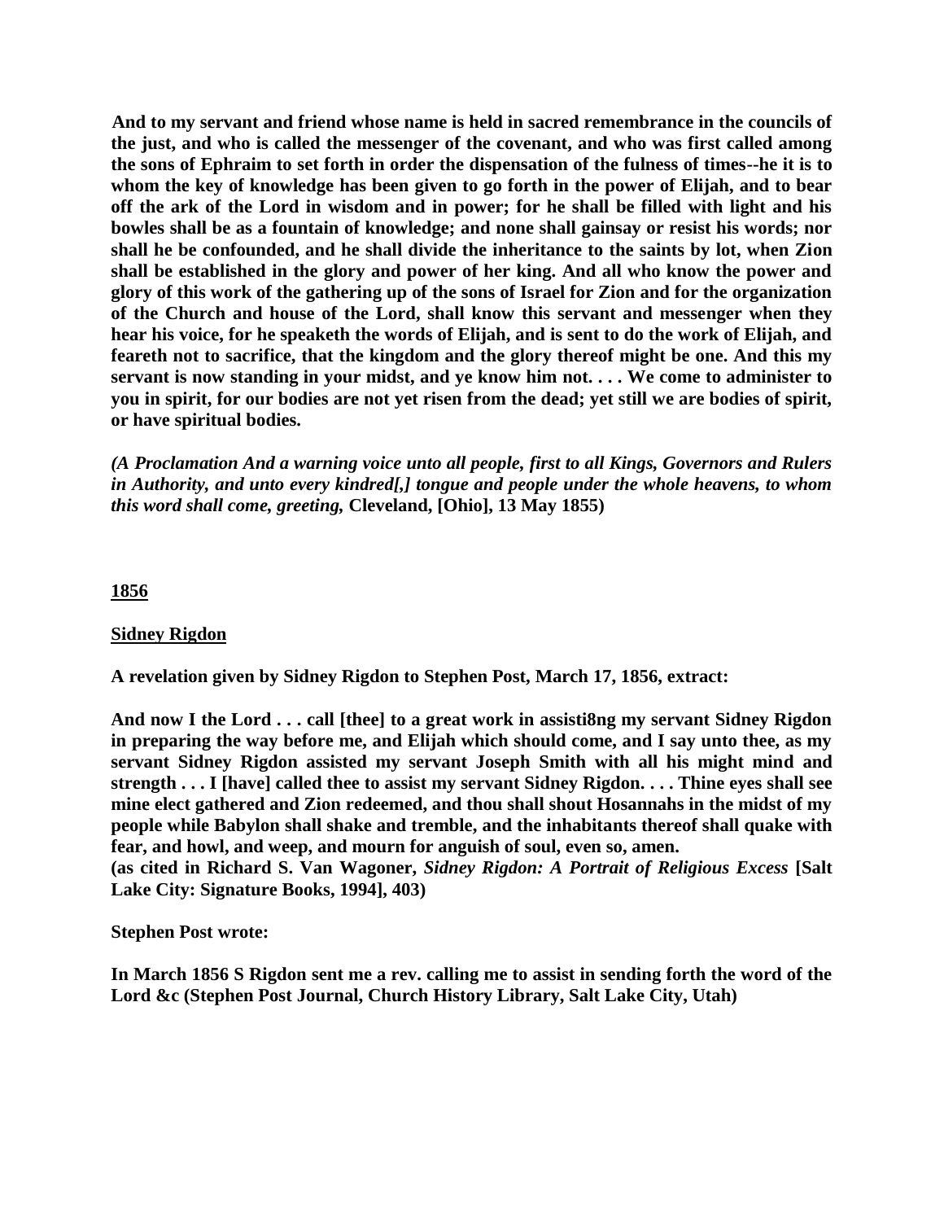**And to my servant and friend whose name is held in sacred remembrance in the councils of the just, and who is called the messenger of the covenant, and who was first called among the sons of Ephraim to set forth in order the dispensation of the fulness of times--he it is to whom the key of knowledge has been given to go forth in the power of Elijah, and to bear off the ark of the Lord in wisdom and in power; for he shall be filled with light and his bowles shall be as a fountain of knowledge; and none shall gainsay or resist his words; nor shall he be confounded, and he shall divide the inheritance to the saints by lot, when Zion shall be established in the glory and power of her king. And all who know the power and glory of this work of the gathering up of the sons of Israel for Zion and for the organization of the Church and house of the Lord, shall know this servant and messenger when they hear his voice, for he speaketh the words of Elijah, and is sent to do the work of Elijah, and feareth not to sacrifice, that the kingdom and the glory thereof might be one. And this my servant is now standing in your midst, and ye know him not. . . . We come to administer to you in spirit, for our bodies are not yet risen from the dead; yet still we are bodies of spirit, or have spiritual bodies.**

***(A Proclamation And a warning voice unto all people, first to all Kings, Governors and Rulers in Authority, and unto every kindred[,] tongue and people under the whole heavens, to whom this word shall come, greeting,* Cleveland, [Ohio], 13 May 1855)**

**<u>1856</u>**

**<u>Sidney Rigdon</u>**

**A revelation given by Sidney Rigdon to Stephen Post, March 17, 1856, extract:**

**And now I the Lord . . . call [thee] to a great work in assisti8ng my servant Sidney Rigdon in preparing the way before me, and Elijah which should come, and I say unto thee, as my servant Sidney Rigdon assisted my servant Joseph Smith with all his might mind and strength . . . I [have] called thee to assist my servant Sidney Rigdon. . . . Thine eyes shall see mine elect gathered and Zion redeemed, and thou shall shout Hosannahs in the midst of my people while Babylon shall shake and tremble, and the inhabitants thereof shall quake with fear, and howl, and weep, and mourn for anguish of soul, even so, amen.**
**(as cited in Richard S. Van Wagoner, *Sidney Rigdon: A Portrait of Religious Excess* [Salt Lake City: Signature Books, 1994], 403)**

**Stephen Post wrote:**

**In March 1856 S Rigdon sent me a rev. calling me to assist in sending forth the word of the Lord &c (Stephen Post Journal, Church History Library, Salt Lake City, Utah)**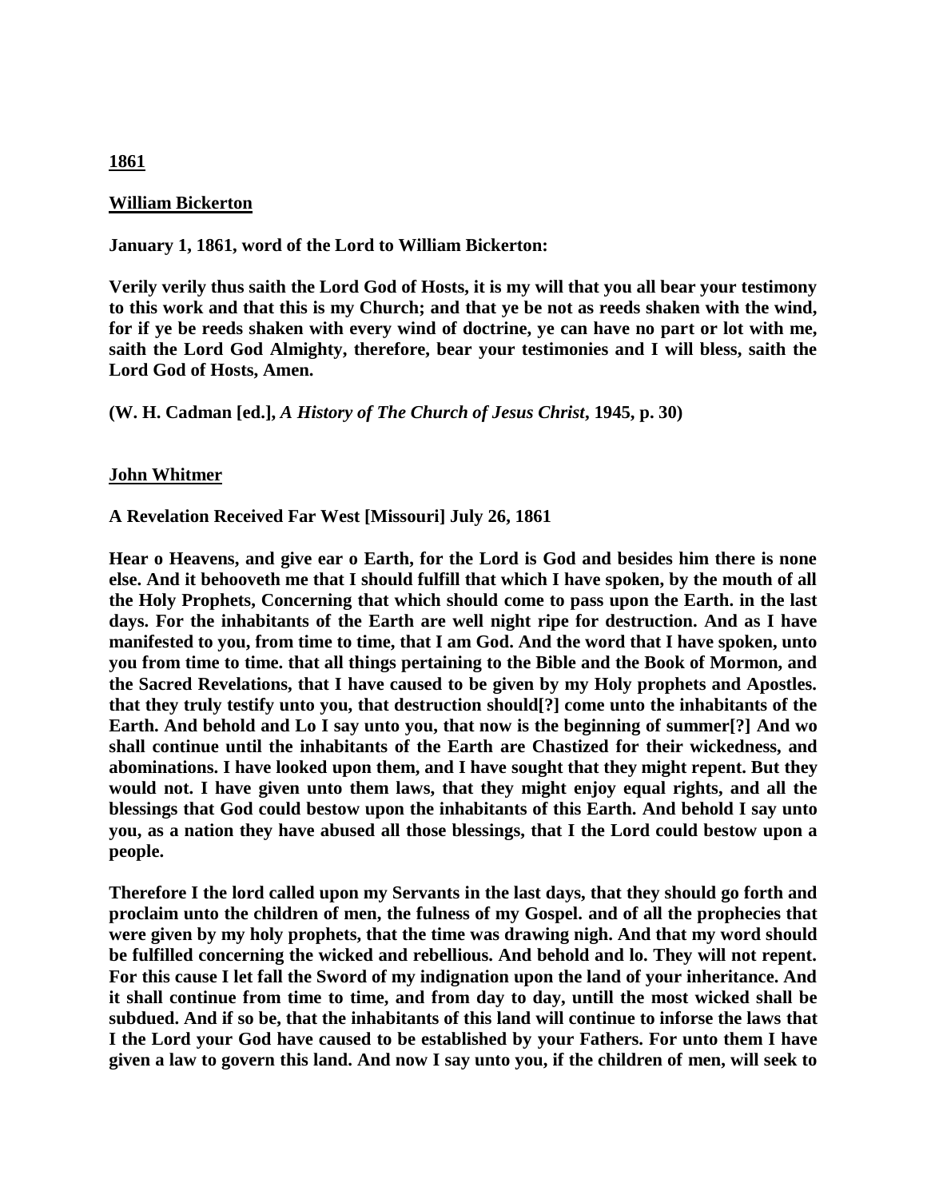**1861**

**William Bickerton**

**January 1, 1861, word of the Lord to William Bickerton:**

**Verily verily thus saith the Lord God of Hosts, it is my will that you all bear your testimony to this work and that this is my Church; and that ye be not as reeds shaken with the wind, for if ye be reeds shaken with every wind of doctrine, ye can have no part or lot with me, saith the Lord God Almighty, therefore, bear your testimonies and I will bless, saith the Lord God of Hosts, Amen.**

**(W. H. Cadman [ed.], *A History of The Church of Jesus Christ*, 1945, p. 30)**

**John Whitmer**

**A Revelation Received Far West [Missouri] July 26, 1861**

**Hear o Heavens, and give ear o Earth, for the Lord is God and besides him there is none else. And it behooveth me that I should fulfill that which I have spoken, by the mouth of all the Holy Prophets, Concerning that which should come to pass upon the Earth. in the last days. For the inhabitants of the Earth are well night ripe for destruction. And as I have manifested to you, from time to time, that I am God. And the word that I have spoken, unto you from time to time. that all things pertaining to the Bible and the Book of Mormon, and the Sacred Revelations, that I have caused to be given by my Holy prophets and Apostles. that they truly testify unto you, that destruction should[?] come unto the inhabitants of the Earth. And behold and Lo I say unto you, that now is the beginning of summer[?] And wo shall continue until the inhabitants of the Earth are Chastized for their wickedness, and abominations. I have looked upon them, and I have sought that they might repent. But they would not. I have given unto them laws, that they might enjoy equal rights, and all the blessings that God could bestow upon the inhabitants of this Earth. And behold I say unto you, as a nation they have abused all those blessings, that I the Lord could bestow upon a people.**

**Therefore I the lord called upon my Servants in the last days, that they should go forth and proclaim unto the children of men, the fulness of my Gospel. and of all the prophecies that were given by my holy prophets, that the time was drawing nigh. And that my word should be fulfilled concerning the wicked and rebellious. And behold and lo. They will not repent. For this cause I let fall the Sword of my indignation upon the land of your inheritance. And it shall continue from time to time, and from day to day, untill the most wicked shall be subdued. And if so be, that the inhabitants of this land will continue to inforse the laws that I the Lord your God have caused to be established by your Fathers. For unto them I have given a law to govern this land. And now I say unto you, if the children of men, will seek to**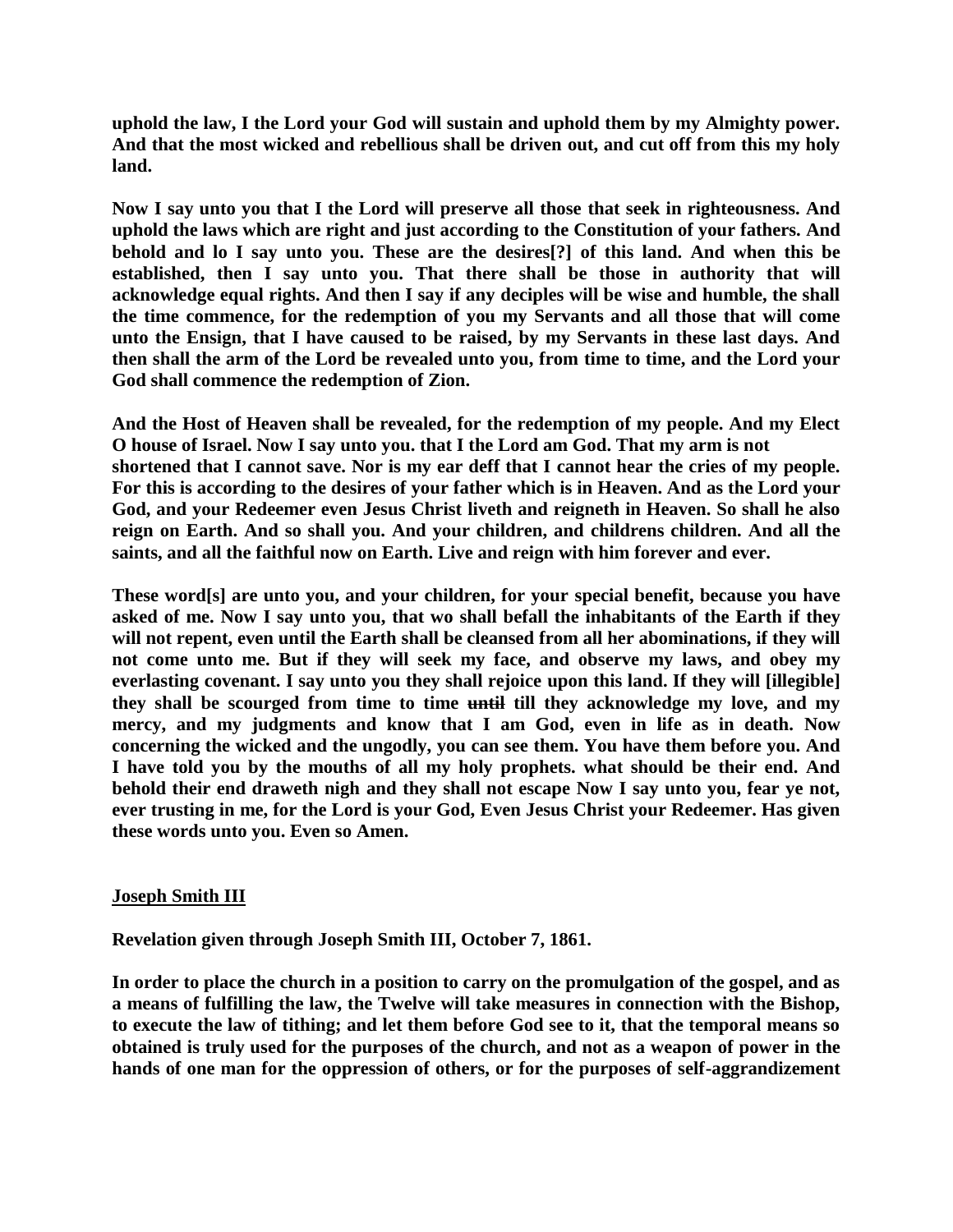**uphold the law, I the Lord your God will sustain and uphold them by my Almighty power. And that the most wicked and rebellious shall be driven out, and cut off from this my holy land.**

**Now I say unto you that I the Lord will preserve all those that seek in righteousness. And uphold the laws which are right and just according to the Constitution of your fathers. And behold and lo I say unto you. These are the desires[?] of this land. And when this be established, then I say unto you. That there shall be those in authority that will acknowledge equal rights. And then I say if any deciples will be wise and humble, the shall the time commence, for the redemption of you my Servants and all those that will come unto the Ensign, that I have caused to be raised, by my Servants in these last days. And then shall the arm of the Lord be revealed unto you, from time to time, and the Lord your God shall commence the redemption of Zion.**

**And the Host of Heaven shall be revealed, for the redemption of my people. And my Elect O house of Israel. Now I say unto you. that I the Lord am God. That my arm is not shortened that I cannot save. Nor is my ear deff that I cannot hear the cries of my people. For this is according to the desires of your father which is in Heaven. And as the Lord your God, and your Redeemer even Jesus Christ liveth and reigneth in Heaven. So shall he also reign on Earth. And so shall you. And your children, and childrens children. And all the saints, and all the faithful now on Earth. Live and reign with him forever and ever.**

**These word[s] are unto you, and your children, for your special benefit, because you have asked of me. Now I say unto you, that wo shall befall the inhabitants of the Earth if they will not repent, even until the Earth shall be cleansed from all her abominations, if they will not come unto me. But if they will seek my face, and observe my laws, and obey my everlasting covenant. I say unto you they shall rejoice upon this land. If they will [illegible] they shall be scourged from time to time ~~until~~ till they acknowledge my love, and my mercy, and my judgments and know that I am God, even in life as in death. Now concerning the wicked and the ungodly, you can see them. You have them before you. And I have told you by the mouths of all my holy prophets. what should be their end. And behold their end draweth nigh and they shall not escape Now I say unto you, fear ye not, ever trusting in me, for the Lord is your God, Even Jesus Christ your Redeemer. Has given these words unto you. Even so Amen.**

## Joseph Smith III

**Revelation given through Joseph Smith III, October 7, 1861.**

**In order to place the church in a position to carry on the promulgation of the gospel, and as a means of fulfilling the law, the Twelve will take measures in connection with the Bishop, to execute the law of tithing; and let them before God see to it, that the temporal means so obtained is truly used for the purposes of the church, and not as a weapon of power in the hands of one man for the oppression of others, or for the purposes of self-aggrandizement**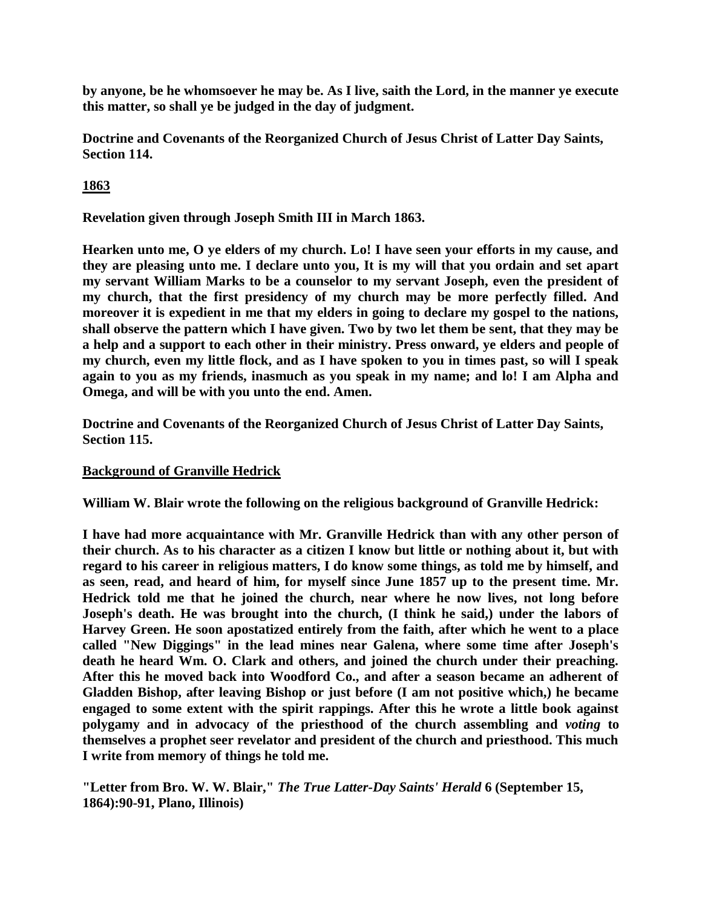**by anyone, be he whomsoever he may be. As I live, saith the Lord, in the manner ye execute this matter, so shall ye be judged in the day of judgment.**

**Doctrine and Covenants of the Reorganized Church of Jesus Christ of Latter Day Saints, Section 114.**

## 1863

**Revelation given through Joseph Smith III in March 1863.**

**Hearken unto me, O ye elders of my church. Lo! I have seen your efforts in my cause, and they are pleasing unto me. I declare unto you, It is my will that you ordain and set apart my servant William Marks to be a counselor to my servant Joseph, even the president of my church, that the first presidency of my church may be more perfectly filled. And moreover it is expedient in me that my elders in going to declare my gospel to the nations, shall observe the pattern which I have given. Two by two let them be sent, that they may be a help and a support to each other in their ministry. Press onward, ye elders and people of my church, even my little flock, and as I have spoken to you in times past, so will I speak again to you as my friends, inasmuch as you speak in my name; and lo! I am Alpha and Omega, and will be with you unto the end. Amen.**

**Doctrine and Covenants of the Reorganized Church of Jesus Christ of Latter Day Saints, Section 115.**

## Background of Granville Hedrick

**William W. Blair wrote the following on the religious background of Granville Hedrick:**

**I have had more acquaintance with Mr. Granville Hedrick than with any other person of their church. As to his character as a citizen I know but little or nothing about it, but with regard to his career in religious matters, I do know some things, as told me by himself, and as seen, read, and heard of him, for myself since June 1857 up to the present time. Mr. Hedrick told me that he joined the church, near where he now lives, not long before Joseph's death. He was brought into the church, (I think he said,) under the labors of Harvey Green. He soon apostatized entirely from the faith, after which he went to a place called "New Diggings" in the lead mines near Galena, where some time after Joseph's death he heard Wm. O. Clark and others, and joined the church under their preaching. After this he moved back into Woodford Co., and after a season became an adherent of Gladden Bishop, after leaving Bishop or just before (I am not positive which,) he became engaged to some extent with the spirit rappings. After this he wrote a little book against polygamy and in advocacy of the priesthood of the church assembling and *voting* to themselves a prophet seer revelator and president of the church and priesthood. This much I write from memory of things he told me.**

**"Letter from Bro. W. W. Blair,"** ***The True Latter-Day Saints' Herald*** **6 (September 15, 1864):90-91, Plano, Illinois)**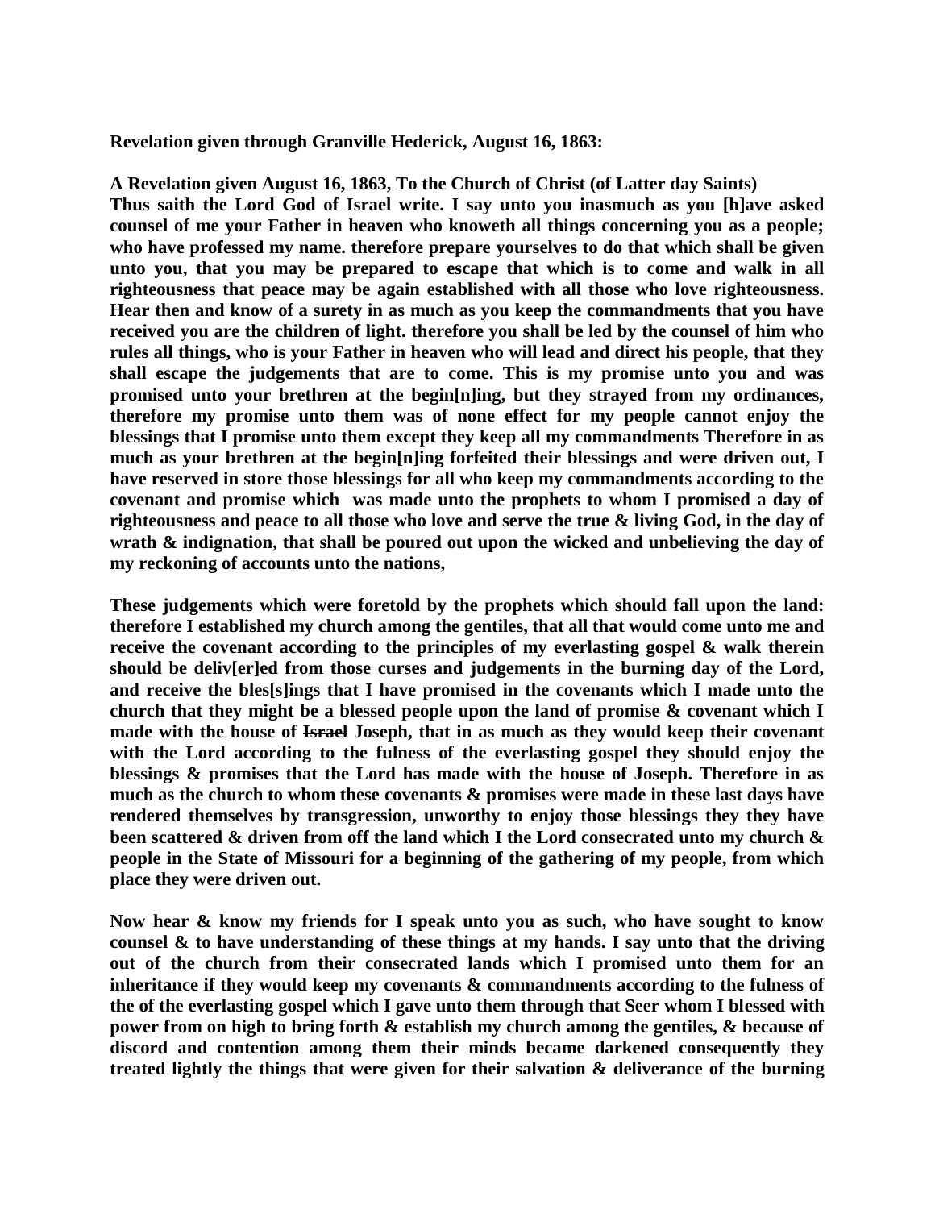**Revelation given through Granville Hederick, August 16, 1863:**

**A Revelation given August 16, 1863, To the Church of Christ (of Latter day Saints)**
**Thus saith the Lord God of Israel write. I say unto you inasmuch as you [h]ave asked counsel of me your Father in heaven who knoweth all things concerning you as a people; who have professed my name. therefore prepare yourselves to do that which shall be given unto you, that you may be prepared to escape that which is to come and walk in all righteousness that peace may be again established with all those who love righteousness. Hear then and know of a surety in as much as you keep the commandments that you have received you are the children of light. therefore you shall be led by the counsel of him who rules all things, who is your Father in heaven who will lead and direct his people, that they shall escape the judgements that are to come. This is my promise unto you and was promised unto your brethren at the begin[n]ing, but they strayed from my ordinances, therefore my promise unto them was of none effect for my people cannot enjoy the blessings that I promise unto them except they keep all my commandments Therefore in as much as your brethren at the begin[n]ing forfeited their blessings and were driven out, I have reserved in store those blessings for all who keep my commandments according to the covenant and promise which was made unto the prophets to whom I promised a day of righteousness and peace to all those who love and serve the true & living God, in the day of wrath & indignation, that shall be poured out upon the wicked and unbelieving the day of my reckoning of accounts unto the nations,**

**These judgements which were foretold by the prophets which should fall upon the land: therefore I established my church among the gentiles, that all that would come unto me and receive the covenant according to the principles of my everlasting gospel & walk therein should be deliv[er]ed from those curses and judgements in the burning day of the Lord, and receive the bles[s]ings that I have promised in the covenants which I made unto the church that they might be a blessed people upon the land of promise & covenant which I made with the house of ~~Israel~~ Joseph, that in as much as they would keep their covenant with the Lord according to the fulness of the everlasting gospel they should enjoy the blessings & promises that the Lord has made with the house of Joseph. Therefore in as much as the church to whom these covenants & promises were made in these last days have rendered themselves by transgression, unworthy to enjoy those blessings they they have been scattered & driven from off the land which I the Lord consecrated unto my church & people in the State of Missouri for a beginning of the gathering of my people, from which place they were driven out.**

**Now hear & know my friends for I speak unto you as such, who have sought to know counsel & to have understanding of these things at my hands. I say unto that the driving out of the church from their consecrated lands which I promised unto them for an inheritance if they would keep my covenants & commandments according to the fulness of the of the everlasting gospel which I gave unto them through that Seer whom I blessed with power from on high to bring forth & establish my church among the gentiles, & because of discord and contention among them their minds became darkened consequently they treated lightly the things that were given for their salvation & deliverance of the burning**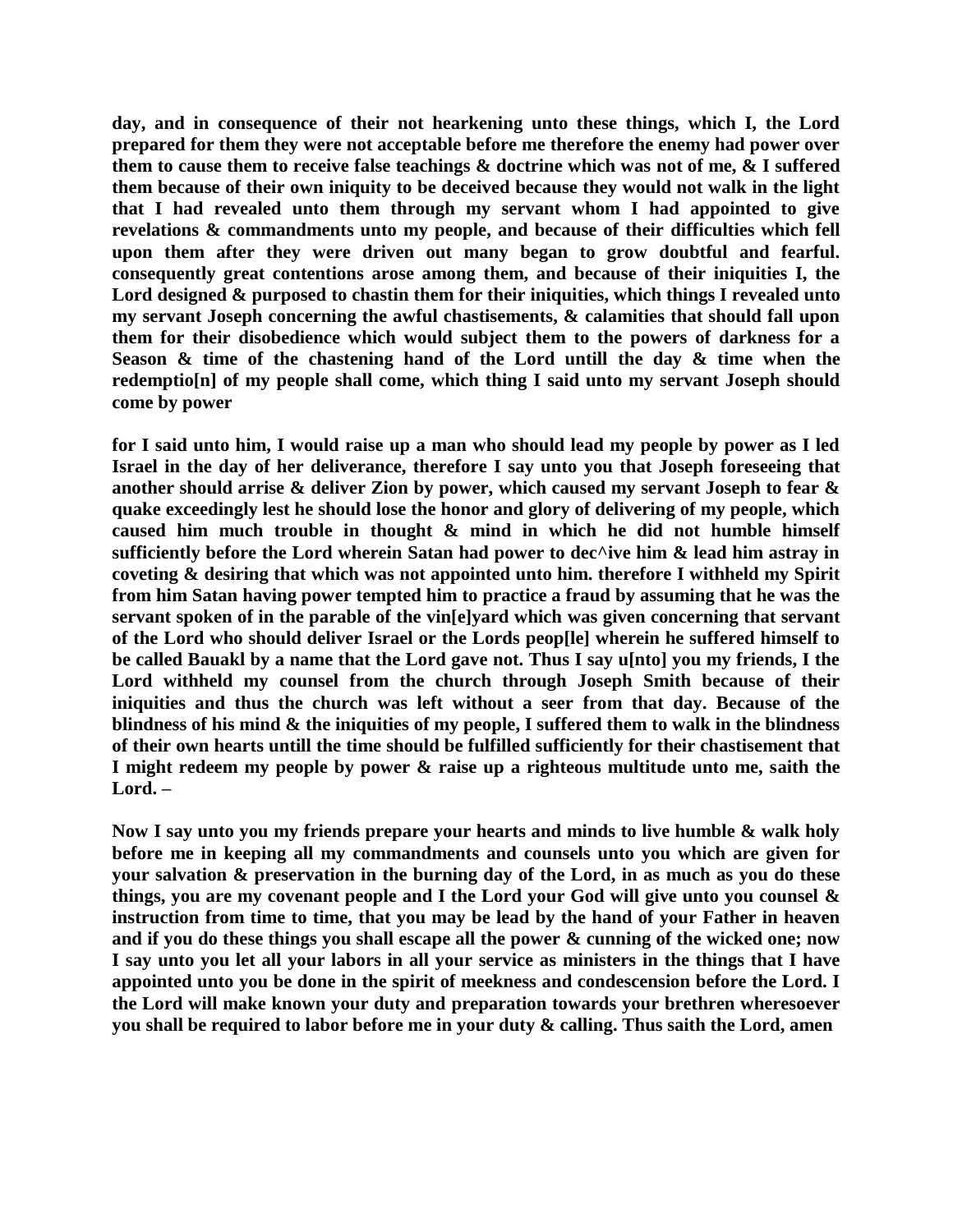**day, and in consequence of their not hearkening unto these things, which I, the Lord prepared for them they were not acceptable before me therefore the enemy had power over them to cause them to receive false teachings & doctrine which was not of me, & I suffered them because of their own iniquity to be deceived because they would not walk in the light that I had revealed unto them through my servant whom I had appointed to give revelations & commandments unto my people, and because of their difficulties which fell upon them after they were driven out many began to grow doubtful and fearful. consequently great contentions arose among them, and because of their iniquities I, the Lord designed & purposed to chastin them for their iniquities, which things I revealed unto my servant Joseph concerning the awful chastisements, & calamities that should fall upon them for their disobedience which would subject them to the powers of darkness for a Season & time of the chastening hand of the Lord untill the day & time when the redemptio[n] of my people shall come, which thing I said unto my servant Joseph should come by power**

**for I said unto him, I would raise up a man who should lead my people by power as I led Israel in the day of her deliverance, therefore I say unto you that Joseph foreseeing that another should arrise & deliver Zion by power, which caused my servant Joseph to fear & quake exceedingly lest he should lose the honor and glory of delivering of my people, which caused him much trouble in thought & mind in which he did not humble himself sufficiently before the Lord wherein Satan had power to dec^ive him & lead him astray in coveting & desiring that which was not appointed unto him. therefore I withheld my Spirit from him Satan having power tempted him to practice a fraud by assuming that he was the servant spoken of in the parable of the vin[e]yard which was given concerning that servant of the Lord who should deliver Israel or the Lords peop[le] wherein he suffered himself to be called Bauakl by a name that the Lord gave not. Thus I say u[nto] you my friends, I the Lord withheld my counsel from the church through Joseph Smith because of their iniquities and thus the church was left without a seer from that day. Because of the blindness of his mind & the iniquities of my people, I suffered them to walk in the blindness of their own hearts untill the time should be fulfilled sufficiently for their chastisement that I might redeem my people by power & raise up a righteous multitude unto me, saith the Lord. –**

**Now I say unto you my friends prepare your hearts and minds to live humble & walk holy before me in keeping all my commandments and counsels unto you which are given for your salvation & preservation in the burning day of the Lord, in as much as you do these things, you are my covenant people and I the Lord your God will give unto you counsel & instruction from time to time, that you may be lead by the hand of your Father in heaven and if you do these things you shall escape all the power & cunning of the wicked one; now I say unto you let all your labors in all your service as ministers in the things that I have appointed unto you be done in the spirit of meekness and condescension before the Lord. I the Lord will make known your duty and preparation towards your brethren wheresoever you shall be required to labor before me in your duty & calling. Thus saith the Lord, amen**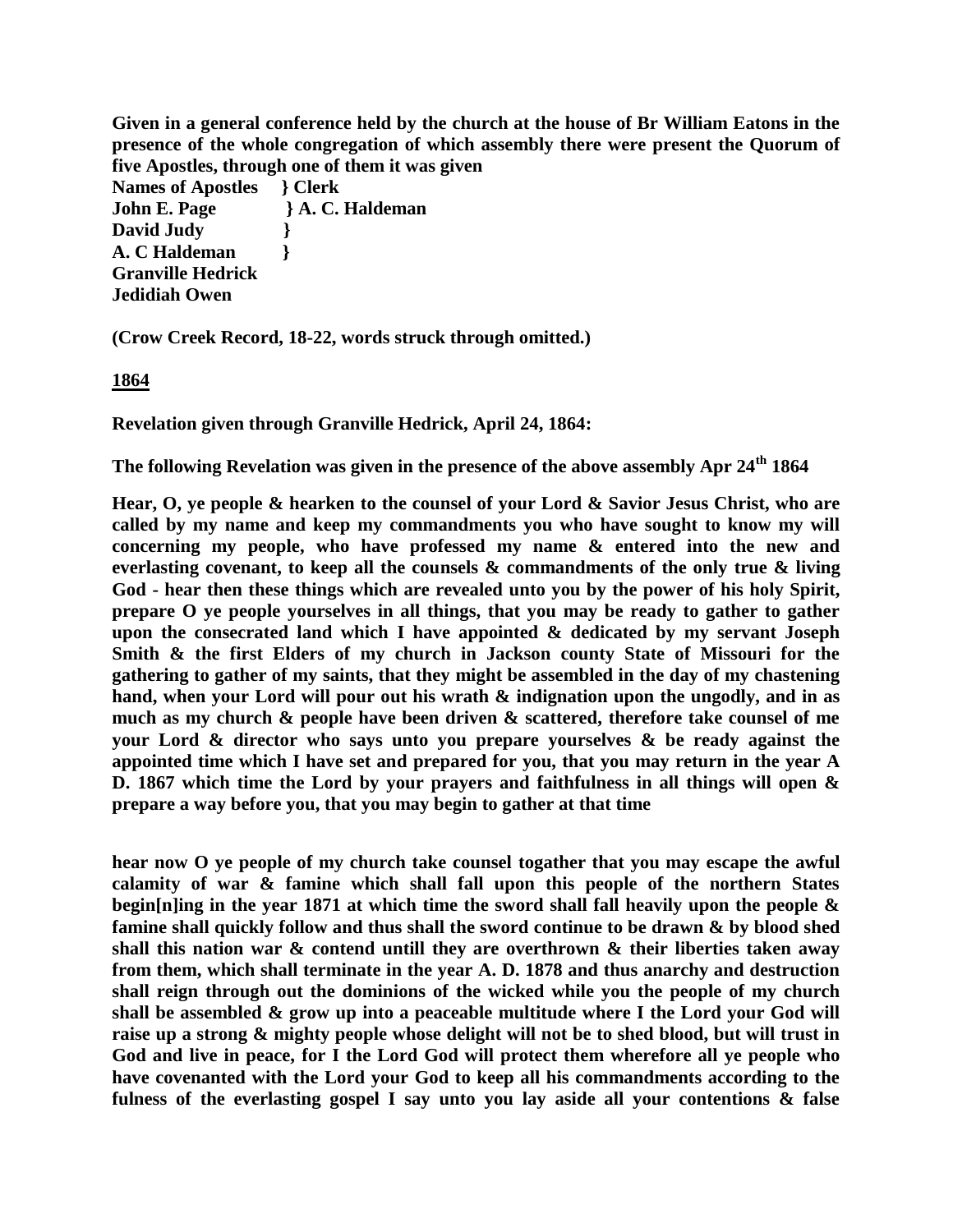**Given in a general conference held by the church at the house of Br William Eatons in the presence of the whole congregation of which assembly there were present the Quorum of five Apostles, through one of them it was given**

**Names of Apostles } Clerk**
**John E. Page } A. C. Haldeman**
**David Judy }**
**A. C Haldeman }**
**Granville Hedrick**
**Jedidiah Owen**

**(Crow Creek Record, 18-22, words struck through omitted.)**

**<u>1864</u>**

**Revelation given through Granville Hedrick, April 24, 1864:**

**The following Revelation was given in the presence of the above assembly Apr 24th 1864**

**Hear, O, ye people & hearken to the counsel of your Lord & Savior Jesus Christ, who are called by my name and keep my commandments you who have sought to know my will concerning my people, who have professed my name & entered into the new and everlasting covenant, to keep all the counsels & commandments of the only true & living God - hear then these things which are revealed unto you by the power of his holy Spirit, prepare O ye people yourselves in all things, that you may be ready to gather to gather upon the consecrated land which I have appointed & dedicated by my servant Joseph Smith & the first Elders of my church in Jackson county State of Missouri for the gathering to gather of my saints, that they might be assembled in the day of my chastening hand, when your Lord will pour out his wrath & indignation upon the ungodly, and in as much as my church & people have been driven & scattered, therefore take counsel of me your Lord & director who says unto you prepare yourselves & be ready against the appointed time which I have set and prepared for you, that you may return in the year A D. 1867 which time the Lord by your prayers and faithfulness in all things will open & prepare a way before you, that you may begin to gather at that time**

**hear now O ye people of my church take counsel togather that you may escape the awful calamity of war & famine which shall fall upon this people of the northern States begin[n]ing in the year 1871 at which time the sword shall fall heavily upon the people & famine shall quickly follow and thus shall the sword continue to be drawn & by blood shed shall this nation war & contend untill they are overthrown & their liberties taken away from them, which shall terminate in the year A. D. 1878 and thus anarchy and destruction shall reign through out the dominions of the wicked while you the people of my church shall be assembled & grow up into a peaceable multitude where I the Lord your God will raise up a strong & mighty people whose delight will not be to shed blood, but will trust in God and live in peace, for I the Lord God will protect them wherefore all ye people who have covenanted with the Lord your God to keep all his commandments according to the fulness of the everlasting gospel I say unto you lay aside all your contentions & false**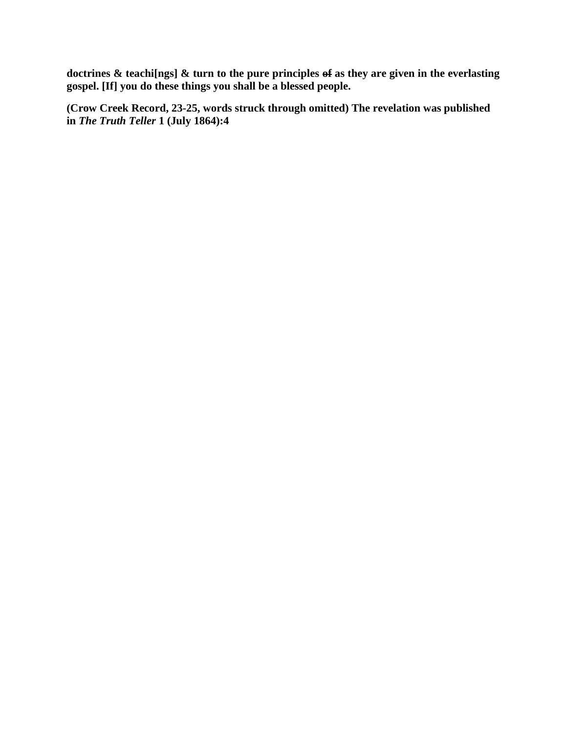**doctrines & teachi[ngs] & turn to the pure principles ~~of~~ as they are given in the everlasting gospel. [If] you do these things you shall be a blessed people.**

**(Crow Creek Record, 23-25, words struck through omitted) The revelation was published in *The Truth Teller* 1 (July 1864):4**